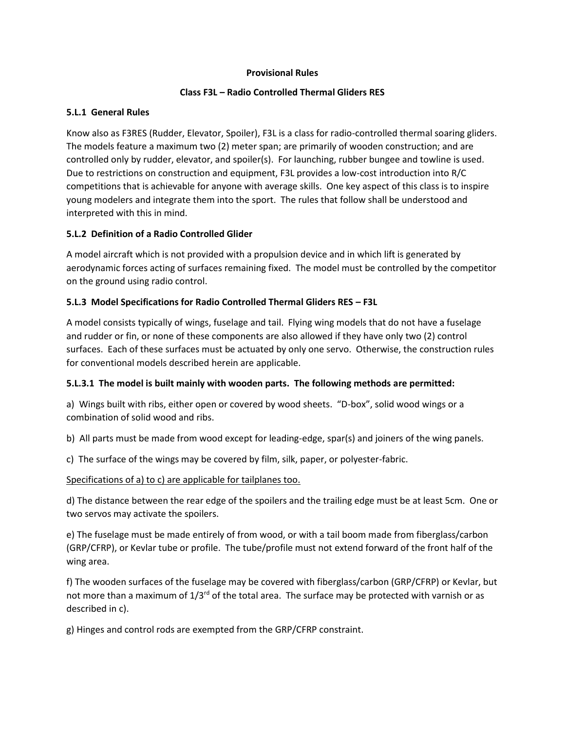**Provisional Rules**

**Class F3L – Radio Controlled Thermal Gliders RES**

### 5.L.1 General Rules

Know also as F3RES (Rudder, Elevator, Spoiler), F3L is a class for radio-controlled thermal soaring gliders. The models feature a maximum two (2) meter span; are primarily of wooden construction; and are controlled only by rudder, elevator, and spoiler(s). For launching, rubber bungee and towline is used. Due to restrictions on construction and equipment, F3L provides a low-cost introduction into R/C competitions that is achievable for anyone with average skills. One key aspect of this class is to inspire young modelers and integrate them into the sport. The rules that follow shall be understood and interpreted with this in mind.

### 5.L.2 Definition of a Radio Controlled Glider

A model aircraft which is not provided with a propulsion device and in which lift is generated by aerodynamic forces acting of surfaces remaining fixed. The model must be controlled by the competitor on the ground using radio control.

### 5.L.3 Model Specifications for Radio Controlled Thermal Gliders RES – F3L

A model consists typically of wings, fuselage and tail. Flying wing models that do not have a fuselage and rudder or fin, or none of these components are also allowed if they have only two (2) control surfaces. Each of these surfaces must be actuated by only one servo. Otherwise, the construction rules for conventional models described herein are applicable.

#### 5.L.3.1 The model is built mainly with wooden parts. The following methods are permitted:

a) Wings built with ribs, either open or covered by wood sheets. "D-box", solid wood wings or a combination of solid wood and ribs.

b) All parts must be made from wood except for leading-edge, spar(s) and joiners of the wing panels.

c) The surface of the wings may be covered by film, silk, paper, or polyester-fabric.

<u>Specifications of a) to c) are applicable for tailplanes too.</u>

d) The distance between the rear edge of the spoilers and the trailing edge must be at least 5cm. One or two servos may activate the spoilers.

e) The fuselage must be made entirely of from wood, or with a tail boom made from fiberglass/carbon (GRP/CFRP), or Kevlar tube or profile. The tube/profile must not extend forward of the front half of the wing area.

f) The wooden surfaces of the fuselage may be covered with fiberglass/carbon (GRP/CFRP) or Kevlar, but not more than a maximum of 1/3rd of the total area. The surface may be protected with varnish or as described in c).

g) Hinges and control rods are exempted from the GRP/CFRP constraint.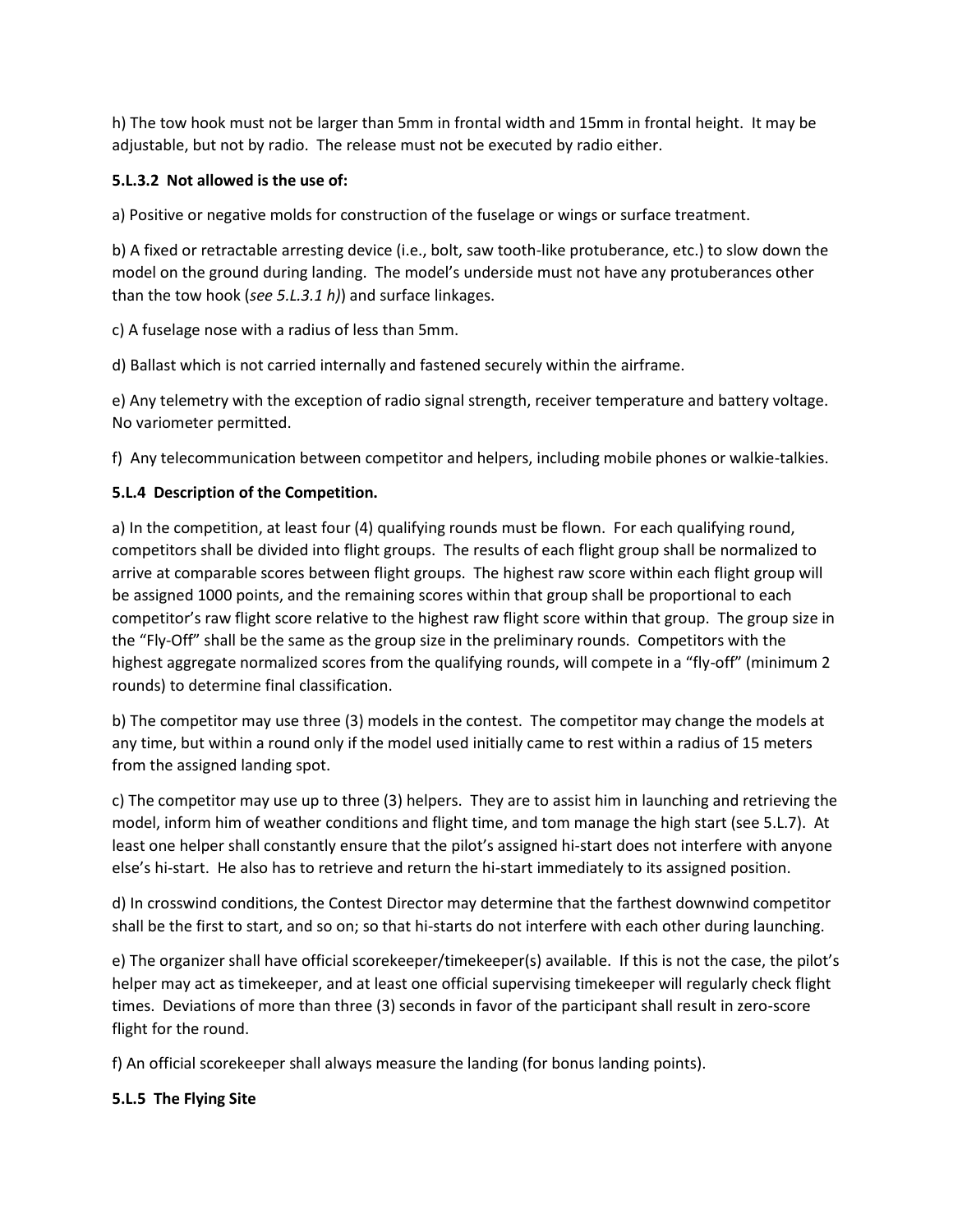h) The tow hook must not be larger than 5mm in frontal width and 15mm in frontal height. It may be adjustable, but not by radio. The release must not be executed by radio either.

**5.L.3.2 Not allowed is the use of:**

a) Positive or negative molds for construction of the fuselage or wings or surface treatment.

b) A fixed or retractable arresting device (i.e., bolt, saw tooth-like protuberance, etc.) to slow down the model on the ground during landing. The model's underside must not have any protuberances other than the tow hook (*see 5.L.3.1 h)*) and surface linkages.

c) A fuselage nose with a radius of less than 5mm.

d) Ballast which is not carried internally and fastened securely within the airframe.

e) Any telemetry with the exception of radio signal strength, receiver temperature and battery voltage. No variometer permitted.

f) Any telecommunication between competitor and helpers, including mobile phones or walkie-talkies.

**5.L.4 Description of the Competition.**

a) In the competition, at least four (4) qualifying rounds must be flown. For each qualifying round, competitors shall be divided into flight groups. The results of each flight group shall be normalized to arrive at comparable scores between flight groups. The highest raw score within each flight group will be assigned 1000 points, and the remaining scores within that group shall be proportional to each competitor's raw flight score relative to the highest raw flight score within that group. The group size in the "Fly-Off" shall be the same as the group size in the preliminary rounds. Competitors with the highest aggregate normalized scores from the qualifying rounds, will compete in a "fly-off" (minimum 2 rounds) to determine final classification.

b) The competitor may use three (3) models in the contest. The competitor may change the models at any time, but within a round only if the model used initially came to rest within a radius of 15 meters from the assigned landing spot.

c) The competitor may use up to three (3) helpers. They are to assist him in launching and retrieving the model, inform him of weather conditions and flight time, and tom manage the high start (see 5.L.7). At least one helper shall constantly ensure that the pilot's assigned hi-start does not interfere with anyone else's hi-start. He also has to retrieve and return the hi-start immediately to its assigned position.

d) In crosswind conditions, the Contest Director may determine that the farthest downwind competitor shall be the first to start, and so on; so that hi-starts do not interfere with each other during launching.

e) The organizer shall have official scorekeeper/timekeeper(s) available. If this is not the case, the pilot's helper may act as timekeeper, and at least one official supervising timekeeper will regularly check flight times. Deviations of more than three (3) seconds in favor of the participant shall result in zero-score flight for the round.

f) An official scorekeeper shall always measure the landing (for bonus landing points).

**5.L.5 The Flying Site**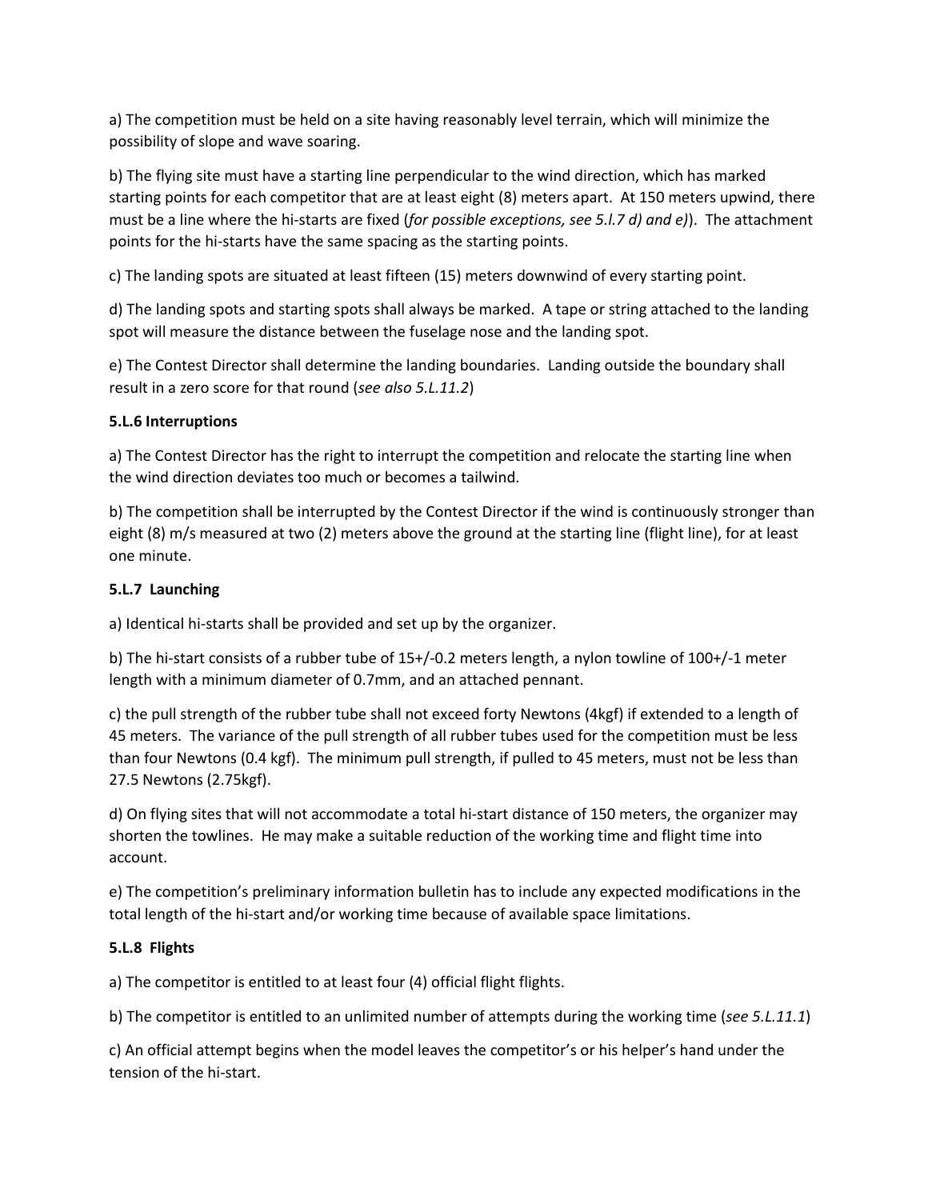a) The competition must be held on a site having reasonably level terrain, which will minimize the possibility of slope and wave soaring.

b) The flying site must have a starting line perpendicular to the wind direction, which has marked starting points for each competitor that are at least eight (8) meters apart. At 150 meters upwind, there must be a line where the hi-starts are fixed (*for possible exceptions, see 5.l.7 d) and e)*). The attachment points for the hi-starts have the same spacing as the starting points.

c) The landing spots are situated at least fifteen (15) meters downwind of every starting point.

d) The landing spots and starting spots shall always be marked. A tape or string attached to the landing spot will measure the distance between the fuselage nose and the landing spot.

e) The Contest Director shall determine the landing boundaries. Landing outside the boundary shall result in a zero score for that round (*see also 5.L.11.2*)

**5.L.6 Interruptions**

a) The Contest Director has the right to interrupt the competition and relocate the starting line when the wind direction deviates too much or becomes a tailwind.

b) The competition shall be interrupted by the Contest Director if the wind is continuously stronger than eight (8) m/s measured at two (2) meters above the ground at the starting line (flight line), for at least one minute.

**5.L.7 Launching**

a) Identical hi-starts shall be provided and set up by the organizer.

b) The hi-start consists of a rubber tube of 15+/-0.2 meters length, a nylon towline of 100+/-1 meter length with a minimum diameter of 0.7mm, and an attached pennant.

c) the pull strength of the rubber tube shall not exceed forty Newtons (4kgf) if extended to a length of 45 meters. The variance of the pull strength of all rubber tubes used for the competition must be less than four Newtons (0.4 kgf). The minimum pull strength, if pulled to 45 meters, must not be less than 27.5 Newtons (2.75kgf).

d) On flying sites that will not accommodate a total hi-start distance of 150 meters, the organizer may shorten the towlines. He may make a suitable reduction of the working time and flight time into account.

e) The competition's preliminary information bulletin has to include any expected modifications in the total length of the hi-start and/or working time because of available space limitations.

**5.L.8 Flights**

a) The competitor is entitled to at least four (4) official flight flights.

b) The competitor is entitled to an unlimited number of attempts during the working time (*see 5.L.11.1*)

c) An official attempt begins when the model leaves the competitor's or his helper's hand under the tension of the hi-start.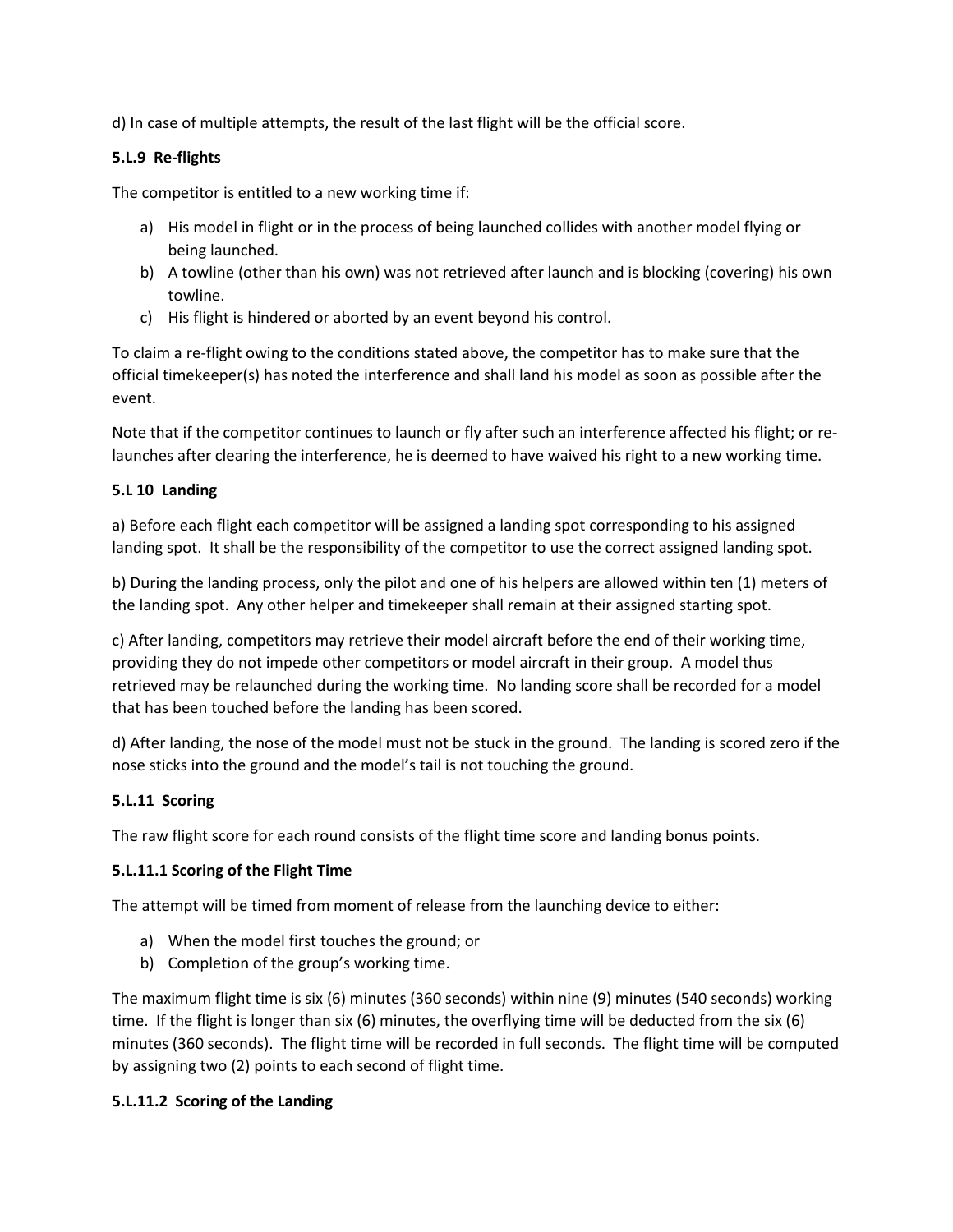d) In case of multiple attempts, the result of the last flight will be the official score.

### 5.L.9 Re-flights

The competitor is entitled to a new working time if:

a) His model in flight or in the process of being launched collides with another model flying or being launched.
b) A towline (other than his own) was not retrieved after launch and is blocking (covering) his own towline.
c) His flight is hindered or aborted by an event beyond his control.

To claim a re-flight owing to the conditions stated above, the competitor has to make sure that the official timekeeper(s) has noted the interference and shall land his model as soon as possible after the event.

Note that if the competitor continues to launch or fly after such an interference affected his flight; or re-launches after clearing the interference, he is deemed to have waived his right to a new working time.

### 5.L 10 Landing

a) Before each flight each competitor will be assigned a landing spot corresponding to his assigned landing spot. It shall be the responsibility of the competitor to use the correct assigned landing spot.

b) During the landing process, only the pilot and one of his helpers are allowed within ten (1) meters of the landing spot. Any other helper and timekeeper shall remain at their assigned starting spot.

c) After landing, competitors may retrieve their model aircraft before the end of their working time, providing they do not impede other competitors or model aircraft in their group. A model thus retrieved may be relaunched during the working time. No landing score shall be recorded for a model that has been touched before the landing has been scored.

d) After landing, the nose of the model must not be stuck in the ground. The landing is scored zero if the nose sticks into the ground and the model's tail is not touching the ground.

### 5.L.11 Scoring

The raw flight score for each round consists of the flight time score and landing bonus points.

#### 5.L.11.1 Scoring of the Flight Time

The attempt will be timed from moment of release from the launching device to either:

a) When the model first touches the ground; or
b) Completion of the group's working time.

The maximum flight time is six (6) minutes (360 seconds) within nine (9) minutes (540 seconds) working time. If the flight is longer than six (6) minutes, the overflying time will be deducted from the six (6) minutes (360 seconds). The flight time will be recorded in full seconds. The flight time will be computed by assigning two (2) points to each second of flight time.

#### 5.L.11.2 Scoring of the Landing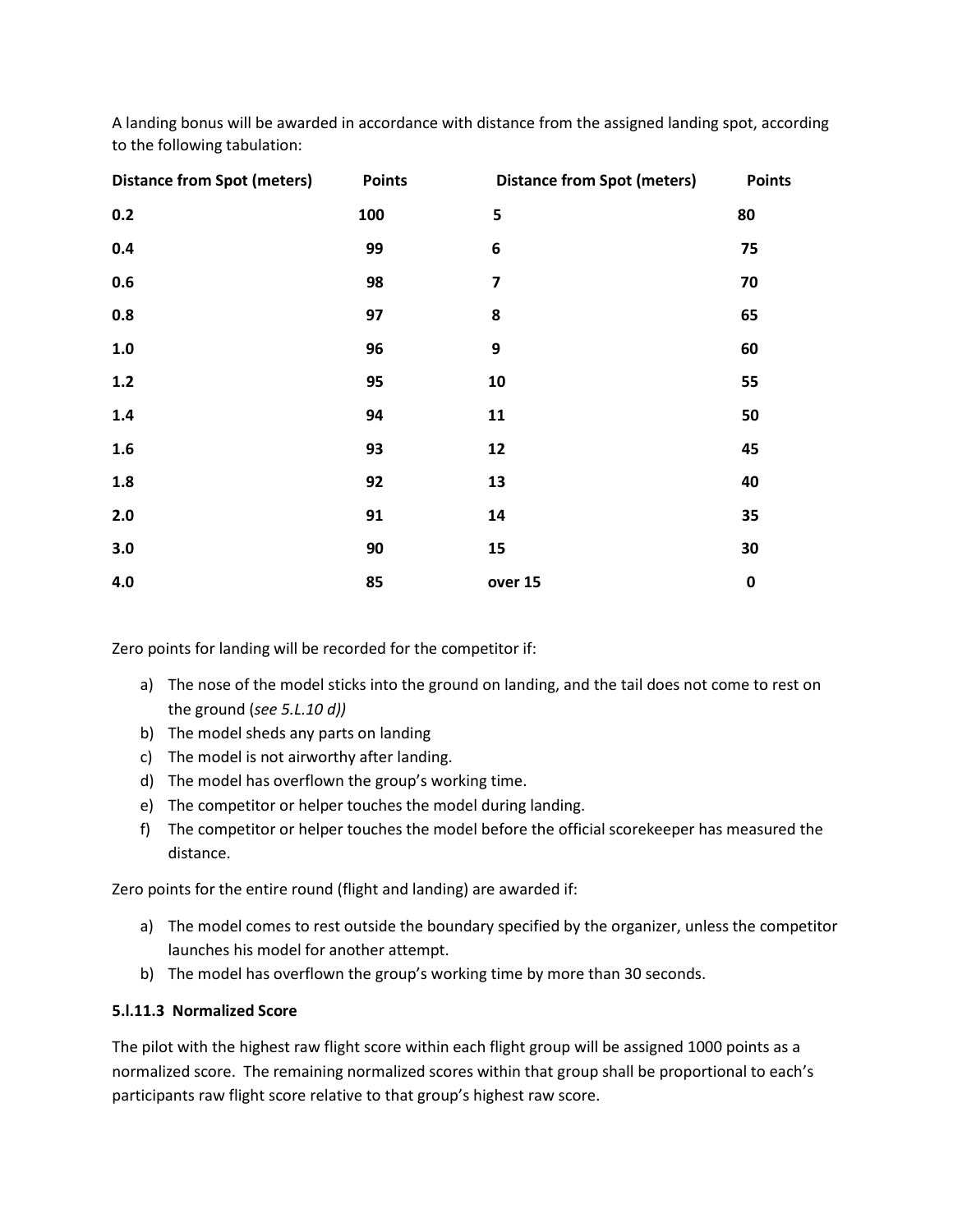A landing bonus will be awarded in accordance with distance from the assigned landing spot, according to the following tabulation:

| Distance from Spot (meters) | Points | Distance from Spot (meters) | Points |
|---|---|---|---|
| 0.2 | 100 | 5 | 80 |
| 0.4 | 99 | 6 | 75 |
| 0.6 | 98 | 7 | 70 |
| 0.8 | 97 | 8 | 65 |
| 1.0 | 96 | 9 | 60 |
| 1.2 | 95 | 10 | 55 |
| 1.4 | 94 | 11 | 50 |
| 1.6 | 93 | 12 | 45 |
| 1.8 | 92 | 13 | 40 |
| 2.0 | 91 | 14 | 35 |
| 3.0 | 90 | 15 | 30 |
| 4.0 | 85 | over 15 | 0 |

Zero points for landing will be recorded for the competitor if:

a) The nose of the model sticks into the ground on landing, and the tail does not come to rest on the ground (*see 5.L.10 d)*)
b) The model sheds any parts on landing
c) The model is not airworthy after landing.
d) The model has overflown the group's working time.
e) The competitor or helper touches the model during landing.
f) The competitor or helper touches the model before the official scorekeeper has measured the distance.

Zero points for the entire round (flight and landing) are awarded if:

a) The model comes to rest outside the boundary specified by the organizer, unless the competitor launches his model for another attempt.
b) The model has overflown the group's working time by more than 30 seconds.

**5.l.11.3 Normalized Score**

The pilot with the highest raw flight score within each flight group will be assigned 1000 points as a normalized score. The remaining normalized scores within that group shall be proportional to each's participants raw flight score relative to that group's highest raw score.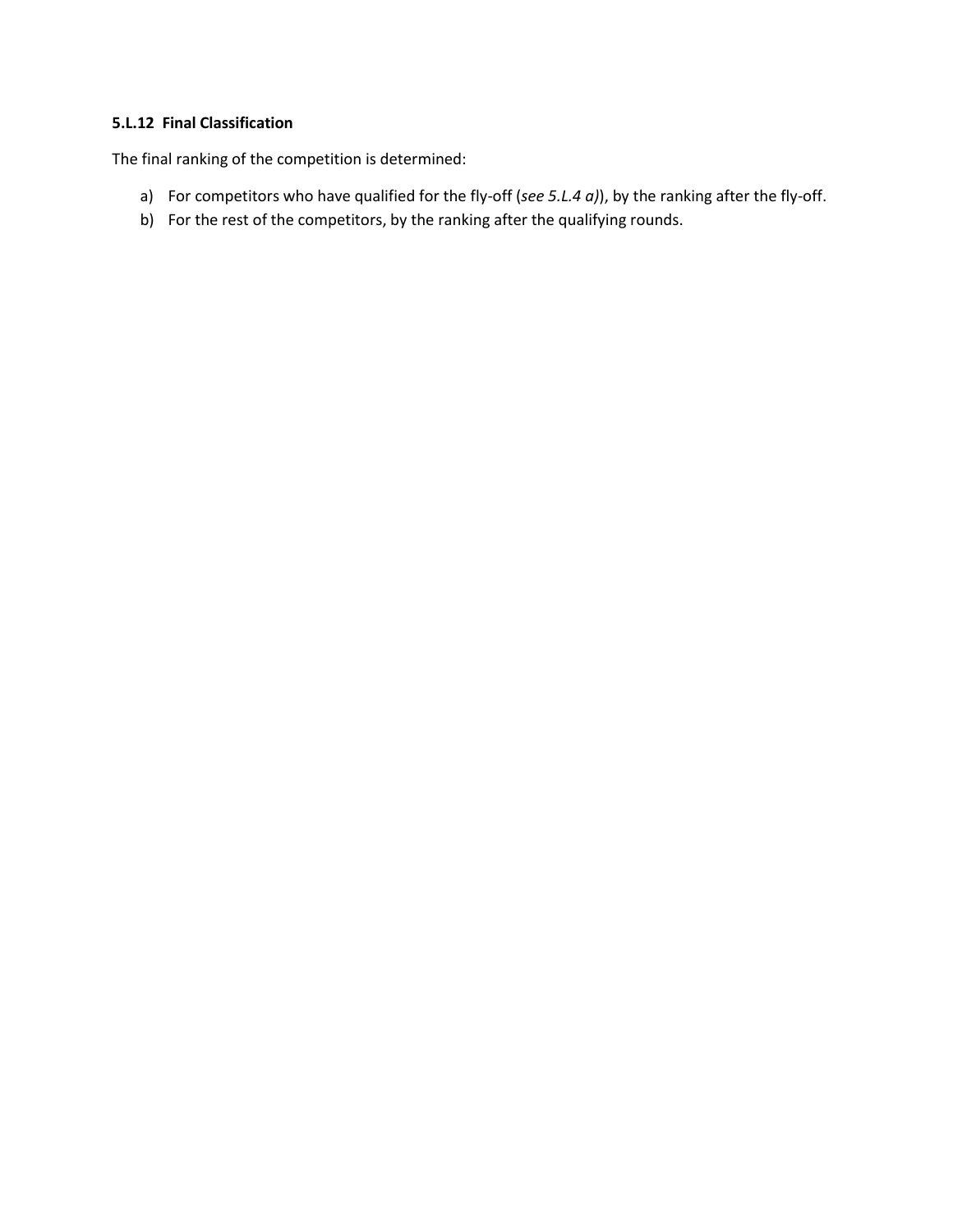**5.L.12  Final Classification**

The final ranking of the competition is determined:

a) For competitors who have qualified for the fly-off (*see 5.L.4 a)*), by the ranking after the fly-off.
b) For the rest of the competitors, by the ranking after the qualifying rounds.